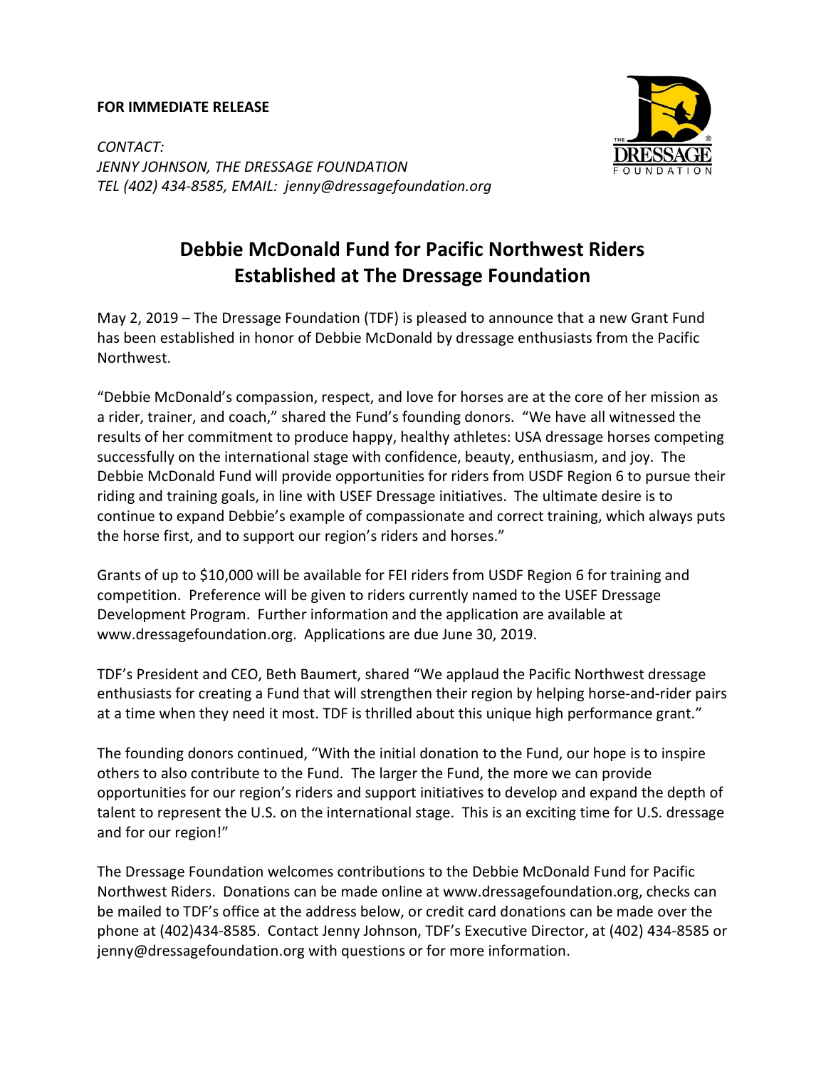**FOR IMMEDIATE RELEASE**

*CONTACT:*
*JENNY JOHNSON, THE DRESSAGE FOUNDATION*
*TEL (402) 434-8585, EMAIL: jenny@dressagefoundation.org*

# Debbie McDonald Fund for Pacific Northwest Riders Established at The Dressage Foundation

May 2, 2019 – The Dressage Foundation (TDF) is pleased to announce that a new Grant Fund has been established in honor of Debbie McDonald by dressage enthusiasts from the Pacific Northwest.

"Debbie McDonald's compassion, respect, and love for horses are at the core of her mission as a rider, trainer, and coach," shared the Fund's founding donors. "We have all witnessed the results of her commitment to produce happy, healthy athletes: USA dressage horses competing successfully on the international stage with confidence, beauty, enthusiasm, and joy. The Debbie McDonald Fund will provide opportunities for riders from USDF Region 6 to pursue their riding and training goals, in line with USEF Dressage initiatives. The ultimate desire is to continue to expand Debbie's example of compassionate and correct training, which always puts the horse first, and to support our region's riders and horses."

Grants of up to $10,000 will be available for FEI riders from USDF Region 6 for training and competition. Preference will be given to riders currently named to the USEF Dressage Development Program. Further information and the application are available at www.dressagefoundation.org. Applications are due June 30, 2019.

TDF's President and CEO, Beth Baumert, shared "We applaud the Pacific Northwest dressage enthusiasts for creating a Fund that will strengthen their region by helping horse-and-rider pairs at a time when they need it most. TDF is thrilled about this unique high performance grant."

The founding donors continued, "With the initial donation to the Fund, our hope is to inspire others to also contribute to the Fund. The larger the Fund, the more we can provide opportunities for our region's riders and support initiatives to develop and expand the depth of talent to represent the U.S. on the international stage. This is an exciting time for U.S. dressage and for our region!"

The Dressage Foundation welcomes contributions to the Debbie McDonald Fund for Pacific Northwest Riders. Donations can be made online at www.dressagefoundation.org, checks can be mailed to TDF's office at the address below, or credit card donations can be made over the phone at (402)434-8585. Contact Jenny Johnson, TDF's Executive Director, at (402) 434-8585 or jenny@dressagefoundation.org with questions or for more information.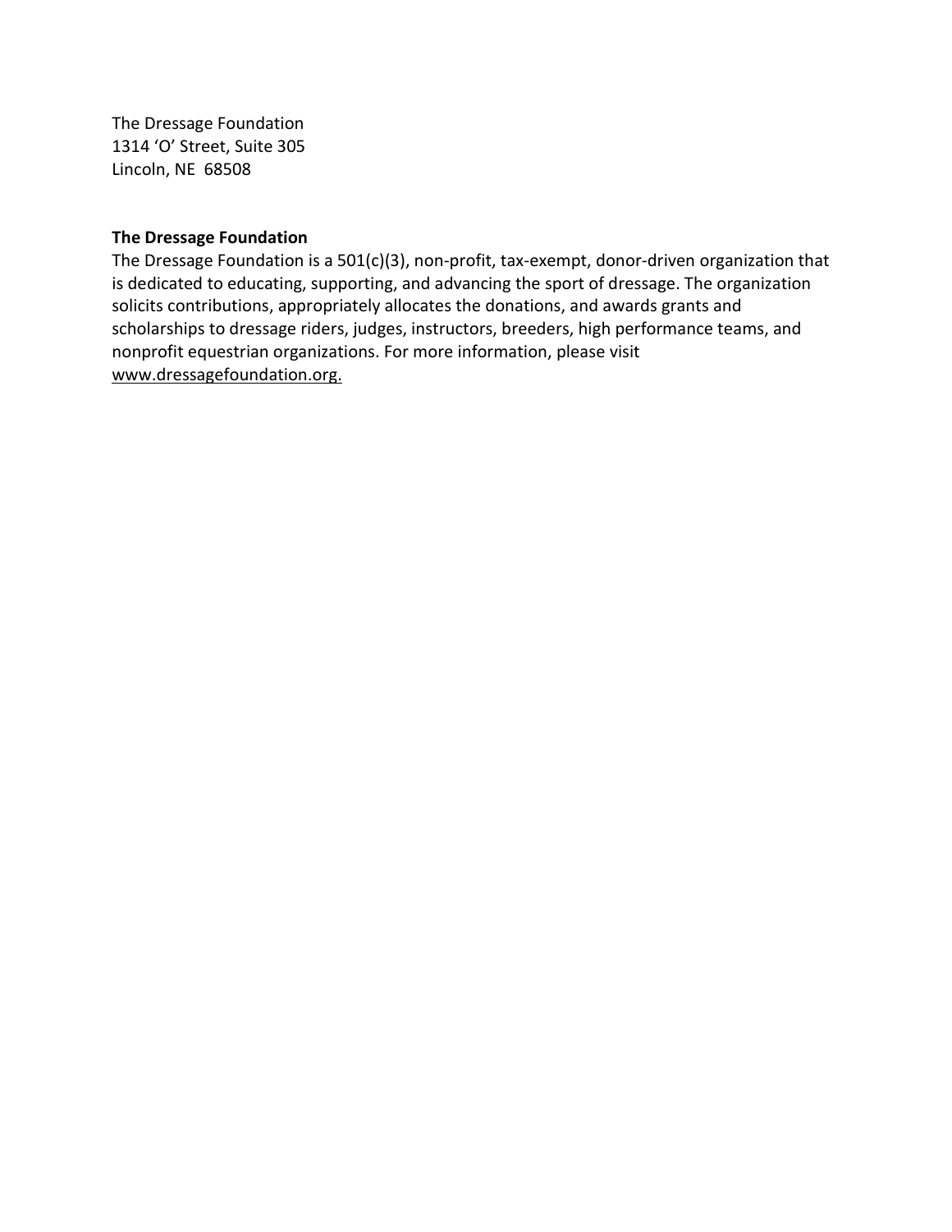The Dressage Foundation  
1314 ‘O’ Street, Suite 305  
Lincoln, NE 68508

**The Dressage Foundation**  
The Dressage Foundation is a 501(c)(3), non-profit, tax-exempt, donor-driven organization that is dedicated to educating, supporting, and advancing the sport of dressage. The organization solicits contributions, appropriately allocates the donations, and awards grants and scholarships to dressage riders, judges, instructors, breeders, high performance teams, and nonprofit equestrian organizations. For more information, please visit www.dressagefoundation.org.